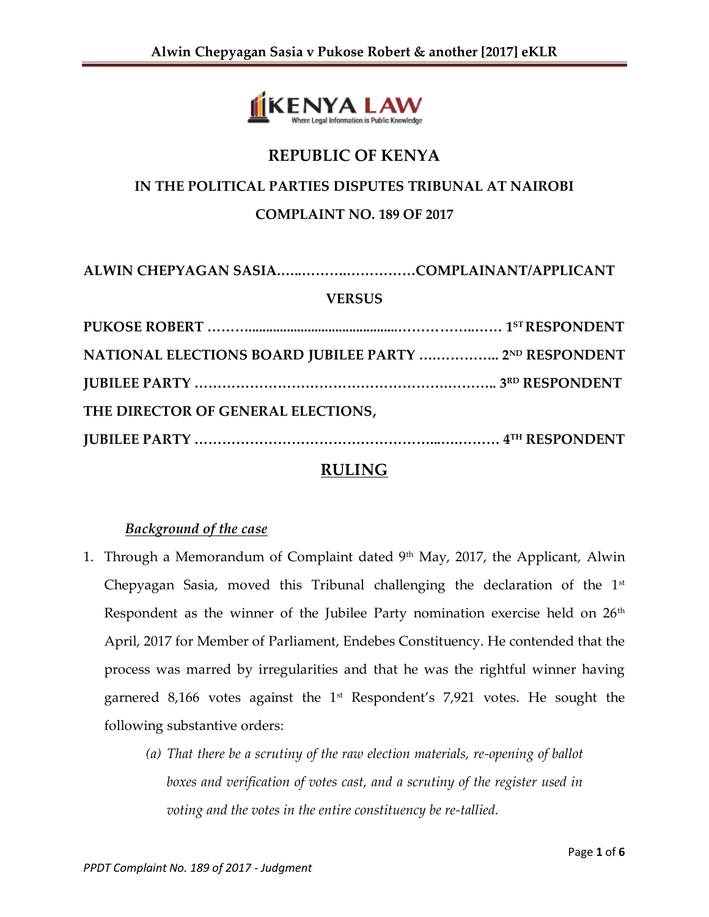# REPUBLIC OF KENYA

## IN THE POLITICAL PARTIES DISPUTES TRIBUNAL AT NAIROBI

## COMPLAINT NO. 189 OF 2017

**ALWIN CHEPYAGAN SASIA……..……..……………COMPLAINANT/APPLICANT**

**VERSUS**

**PUKOSE ROBERT ……….........................................………………..…… 1ST RESPONDENT**

**NATIONAL ELECTIONS BOARD JUBILEE PARTY ……………... 2ND RESPONDENT**

**JUBILEE PARTY …………………………………………………..……….. 3RD RESPONDENT**

**THE DIRECTOR OF GENERAL ELECTIONS,**

**JUBILEE PARTY …………………………………………...…………. 4TH RESPONDENT**

## RULING

***Background of the case***

1. Through a Memorandum of Complaint dated 9th May, 2017, the Applicant, Alwin Chepyagan Sasia, moved this Tribunal challenging the declaration of the 1st Respondent as the winner of the Jubilee Party nomination exercise held on 26th April, 2017 for Member of Parliament, Endebes Constituency. He contended that the process was marred by irregularities and that he was the rightful winner having garnered 8,166 votes against the 1st Respondent's 7,921 votes. He sought the following substantive orders:

   *(a) That there be a scrutiny of the raw election materials, re-opening of ballot boxes and verification of votes cast, and a scrutiny of the register used in voting and the votes in the entire constituency be re-tallied.*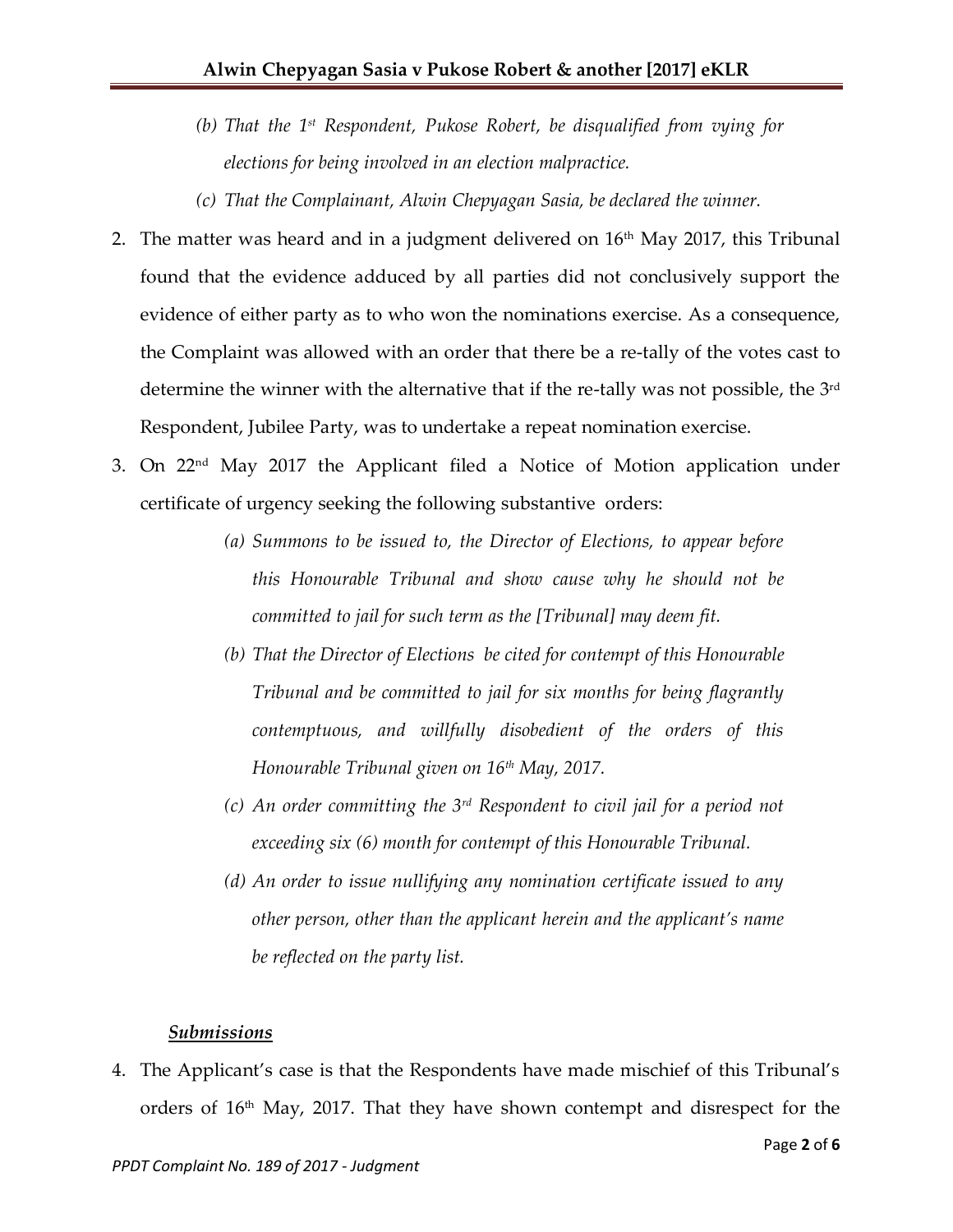*(b) That the 1st Respondent, Pukose Robert, be disqualified from vying for elections for being involved in an election malpractice.*

*(c) That the Complainant, Alwin Chepyagan Sasia, be declared the winner.*

2. The matter was heard and in a judgment delivered on 16th May 2017, this Tribunal found that the evidence adduced by all parties did not conclusively support the evidence of either party as to who won the nominations exercise. As a consequence, the Complaint was allowed with an order that there be a re-tally of the votes cast to determine the winner with the alternative that if the re-tally was not possible, the 3rd Respondent, Jubilee Party, was to undertake a repeat nomination exercise.

3. On 22nd May 2017 the Applicant filed a Notice of Motion application under certificate of urgency seeking the following substantive orders:

   *(a) Summons to be issued to, the Director of Elections, to appear before this Honourable Tribunal and show cause why he should not be committed to jail for such term as the [Tribunal] may deem fit.*

   *(b) That the Director of Elections be cited for contempt of this Honourable Tribunal and be committed to jail for six months for being flagrantly contemptuous, and willfully disobedient of the orders of this Honourable Tribunal given on 16th May, 2017.*

   *(c) An order committing the 3rd Respondent to civil jail for a period not exceeding six (6) month for contempt of this Honourable Tribunal.*

   *(d) An order to issue nullifying any nomination certificate issued to any other person, other than the applicant herein and the applicant's name be reflected on the party list.*

***Submissions***

4. The Applicant's case is that the Respondents have made mischief of this Tribunal's orders of 16th May, 2017. That they have shown contempt and disrespect for the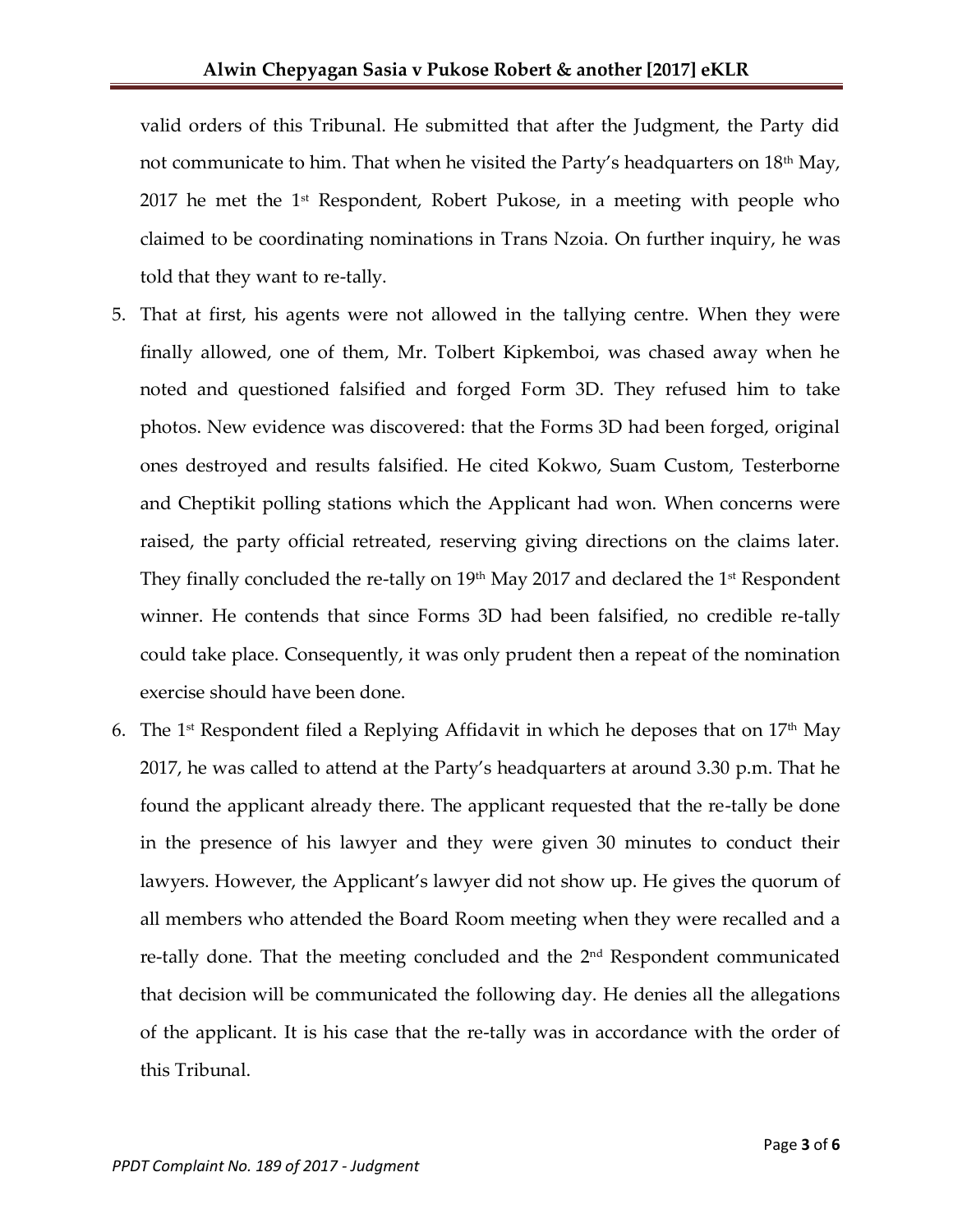valid orders of this Tribunal. He submitted that after the Judgment, the Party did not communicate to him. That when he visited the Party's headquarters on 18th May, 2017 he met the 1st Respondent, Robert Pukose, in a meeting with people who claimed to be coordinating nominations in Trans Nzoia. On further inquiry, he was told that they want to re-tally.

5. That at first, his agents were not allowed in the tallying centre. When they were finally allowed, one of them, Mr. Tolbert Kipkemboi, was chased away when he noted and questioned falsified and forged Form 3D. They refused him to take photos. New evidence was discovered: that the Forms 3D had been forged, original ones destroyed and results falsified. He cited Kokwo, Suam Custom, Testerborne and Cheptikit polling stations which the Applicant had won. When concerns were raised, the party official retreated, reserving giving directions on the claims later. They finally concluded the re-tally on 19th May 2017 and declared the 1st Respondent winner. He contends that since Forms 3D had been falsified, no credible re-tally could take place. Consequently, it was only prudent then a repeat of the nomination exercise should have been done.

6. The 1st Respondent filed a Replying Affidavit in which he deposes that on 17th May 2017, he was called to attend at the Party's headquarters at around 3.30 p.m. That he found the applicant already there. The applicant requested that the re-tally be done in the presence of his lawyer and they were given 30 minutes to conduct their lawyers. However, the Applicant's lawyer did not show up. He gives the quorum of all members who attended the Board Room meeting when they were recalled and a re-tally done. That the meeting concluded and the 2nd Respondent communicated that decision will be communicated the following day. He denies all the allegations of the applicant. It is his case that the re-tally was in accordance with the order of this Tribunal.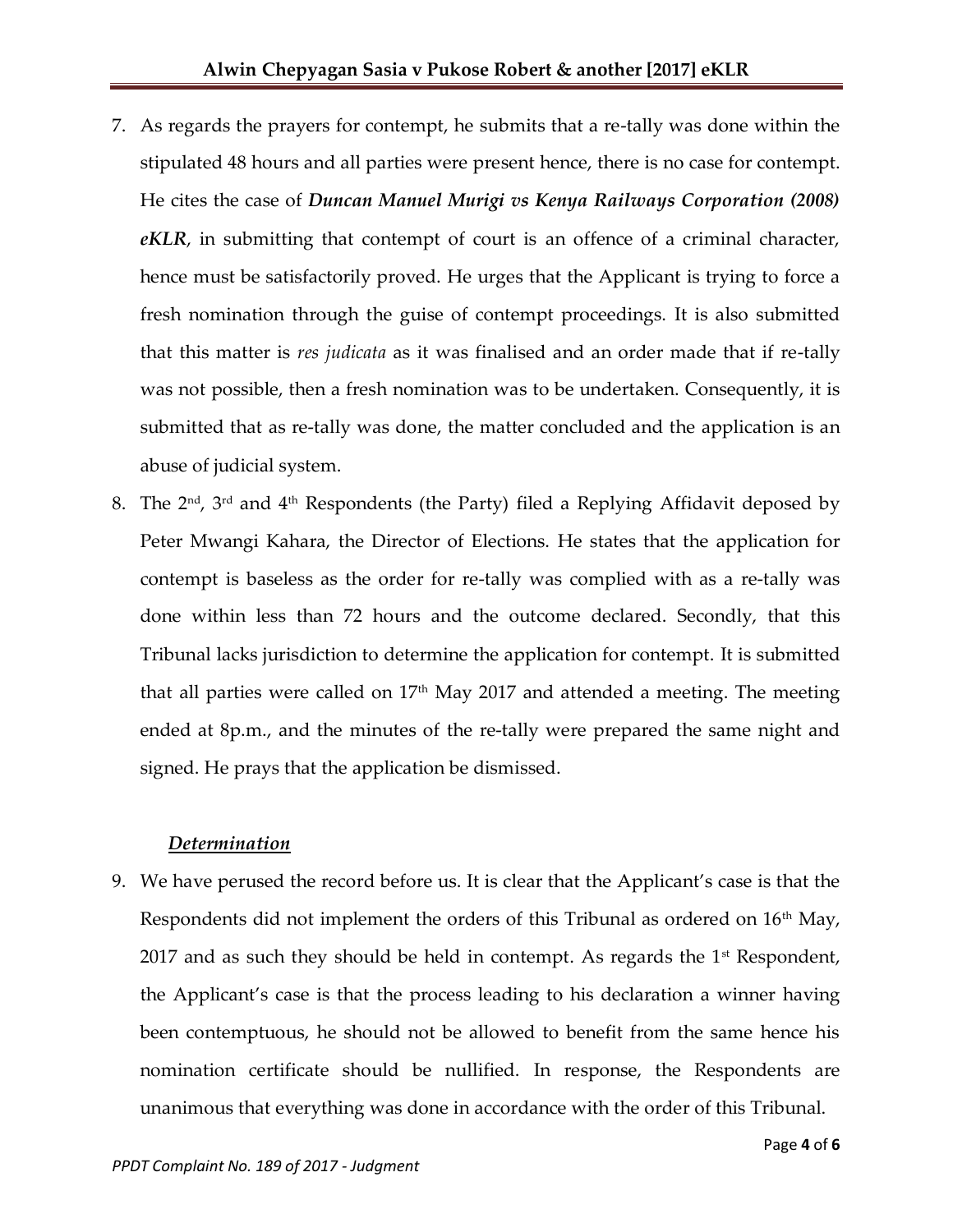7. As regards the prayers for contempt, he submits that a re-tally was done within the stipulated 48 hours and all parties were present hence, there is no case for contempt. He cites the case of ***Duncan Manuel Murigi vs Kenya Railways Corporation (2008) eKLR***, in submitting that contempt of court is an offence of a criminal character, hence must be satisfactorily proved. He urges that the Applicant is trying to force a fresh nomination through the guise of contempt proceedings. It is also submitted that this matter is *res judicata* as it was finalised and an order made that if re-tally was not possible, then a fresh nomination was to be undertaken. Consequently, it is submitted that as re-tally was done, the matter concluded and the application is an abuse of judicial system.

8. The 2nd, 3rd and 4th Respondents (the Party) filed a Replying Affidavit deposed by Peter Mwangi Kahara, the Director of Elections. He states that the application for contempt is baseless as the order for re-tally was complied with as a re-tally was done within less than 72 hours and the outcome declared. Secondly, that this Tribunal lacks jurisdiction to determine the application for contempt. It is submitted that all parties were called on 17th May 2017 and attended a meeting. The meeting ended at 8p.m., and the minutes of the re-tally were prepared the same night and signed. He prays that the application be dismissed.

### ***Determination***

9. We have perused the record before us. It is clear that the Applicant's case is that the Respondents did not implement the orders of this Tribunal as ordered on 16th May, 2017 and as such they should be held in contempt. As regards the 1st Respondent, the Applicant's case is that the process leading to his declaration a winner having been contemptuous, he should not be allowed to benefit from the same hence his nomination certificate should be nullified. In response, the Respondents are unanimous that everything was done in accordance with the order of this Tribunal.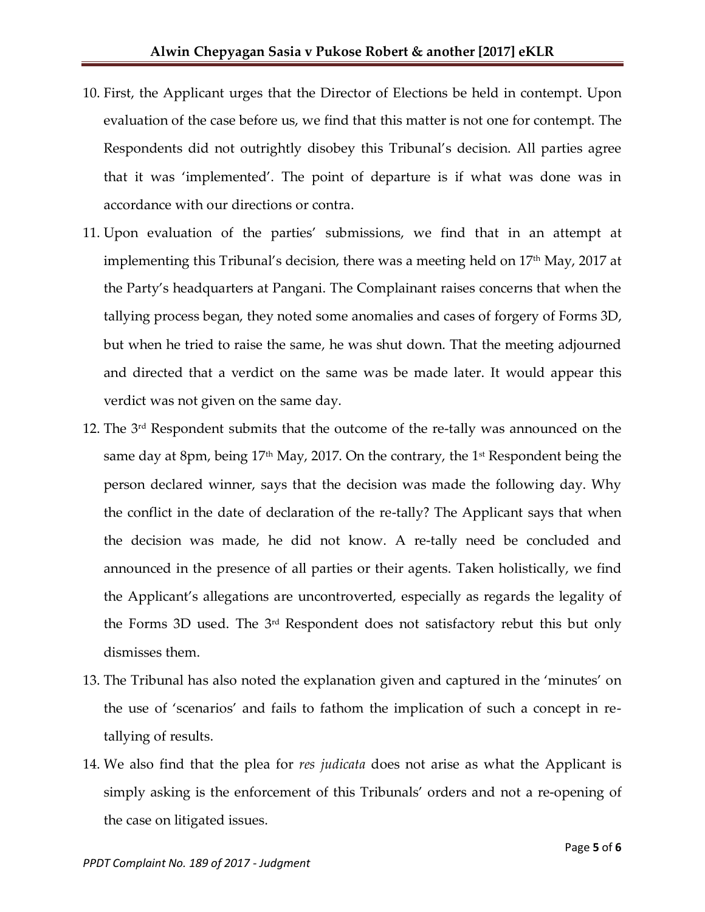10. First, the Applicant urges that the Director of Elections be held in contempt. Upon evaluation of the case before us, we find that this matter is not one for contempt. The Respondents did not outrightly disobey this Tribunal's decision. All parties agree that it was 'implemented'. The point of departure is if what was done was in accordance with our directions or contra.
11. Upon evaluation of the parties' submissions, we find that in an attempt at implementing this Tribunal's decision, there was a meeting held on 17th May, 2017 at the Party's headquarters at Pangani. The Complainant raises concerns that when the tallying process began, they noted some anomalies and cases of forgery of Forms 3D, but when he tried to raise the same, he was shut down. That the meeting adjourned and directed that a verdict on the same was be made later. It would appear this verdict was not given on the same day.
12. The 3rd Respondent submits that the outcome of the re-tally was announced on the same day at 8pm, being 17th May, 2017. On the contrary, the 1st Respondent being the person declared winner, says that the decision was made the following day. Why the conflict in the date of declaration of the re-tally? The Applicant says that when the decision was made, he did not know. A re-tally need be concluded and announced in the presence of all parties or their agents. Taken holistically, we find the Applicant's allegations are uncontroverted, especially as regards the legality of the Forms 3D used. The 3rd Respondent does not satisfactory rebut this but only dismisses them.
13. The Tribunal has also noted the explanation given and captured in the 'minutes' on the use of 'scenarios' and fails to fathom the implication of such a concept in re-tallying of results.
14. We also find that the plea for *res judicata* does not arise as what the Applicant is simply asking is the enforcement of this Tribunals' orders and not a re-opening of the case on litigated issues.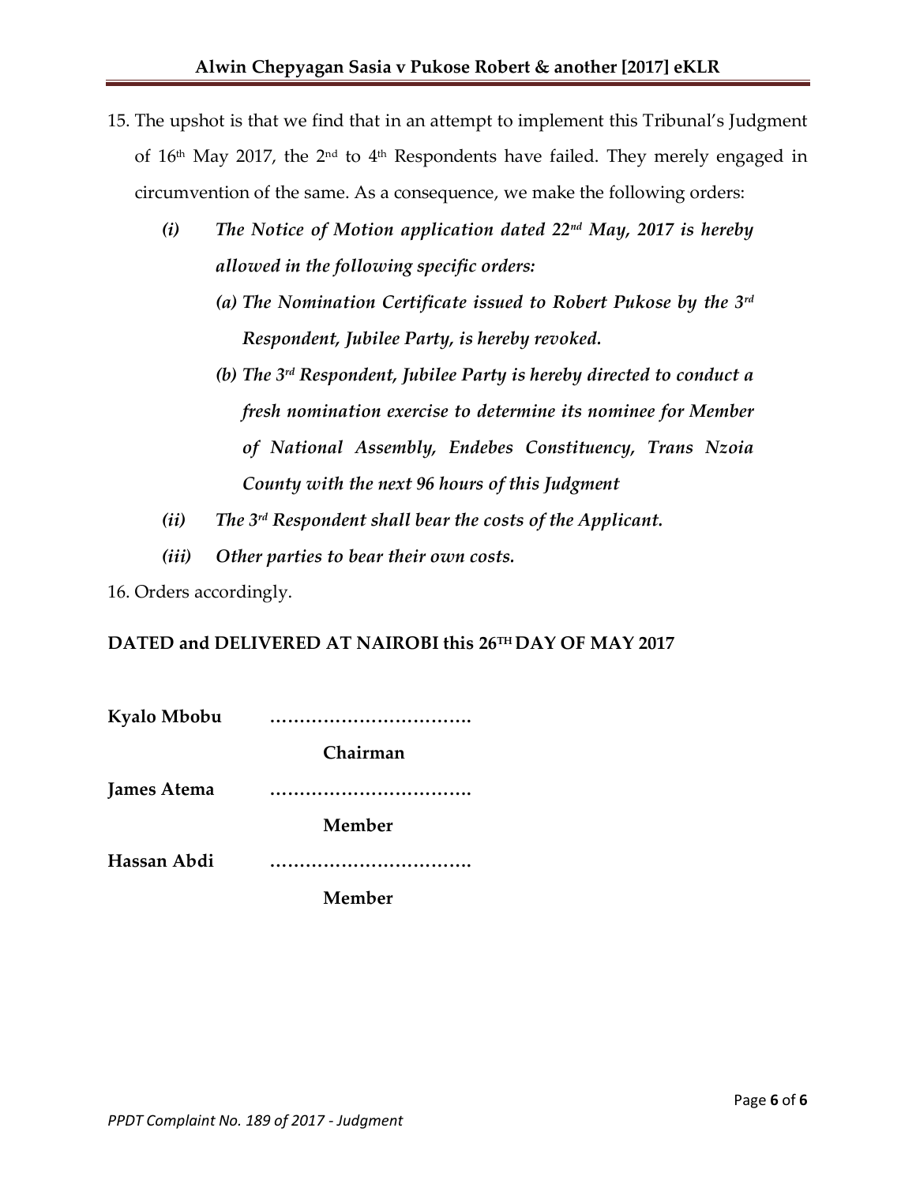15. The upshot is that we find that in an attempt to implement this Tribunal's Judgment of 16th May 2017, the 2nd to 4th Respondents have failed. They merely engaged in circumvention of the same. As a consequence, we make the following orders:

    *(i)* ***The Notice of Motion application dated 22nd May, 2017 is hereby allowed in the following specific orders:***

    ***(a) The Nomination Certificate issued to Robert Pukose by the 3rd Respondent, Jubilee Party, is hereby revoked.***

    ***(b) The 3rd Respondent, Jubilee Party is hereby directed to conduct a fresh nomination exercise to determine its nominee for Member of National Assembly, Endebes Constituency, Trans Nzoia County with the next 96 hours of this Judgment***

    *(ii)* ***The 3rd Respondent shall bear the costs of the Applicant.***

    *(iii)* ***Other parties to bear their own costs.***

16. Orders accordingly.

**DATED and DELIVERED AT NAIROBI this 26TH DAY OF MAY 2017**

**Kyalo Mbobu** …………………………….

**Chairman**

**James Atema** …………………………….

**Member**

**Hassan Abdi** …………………………….

**Member**